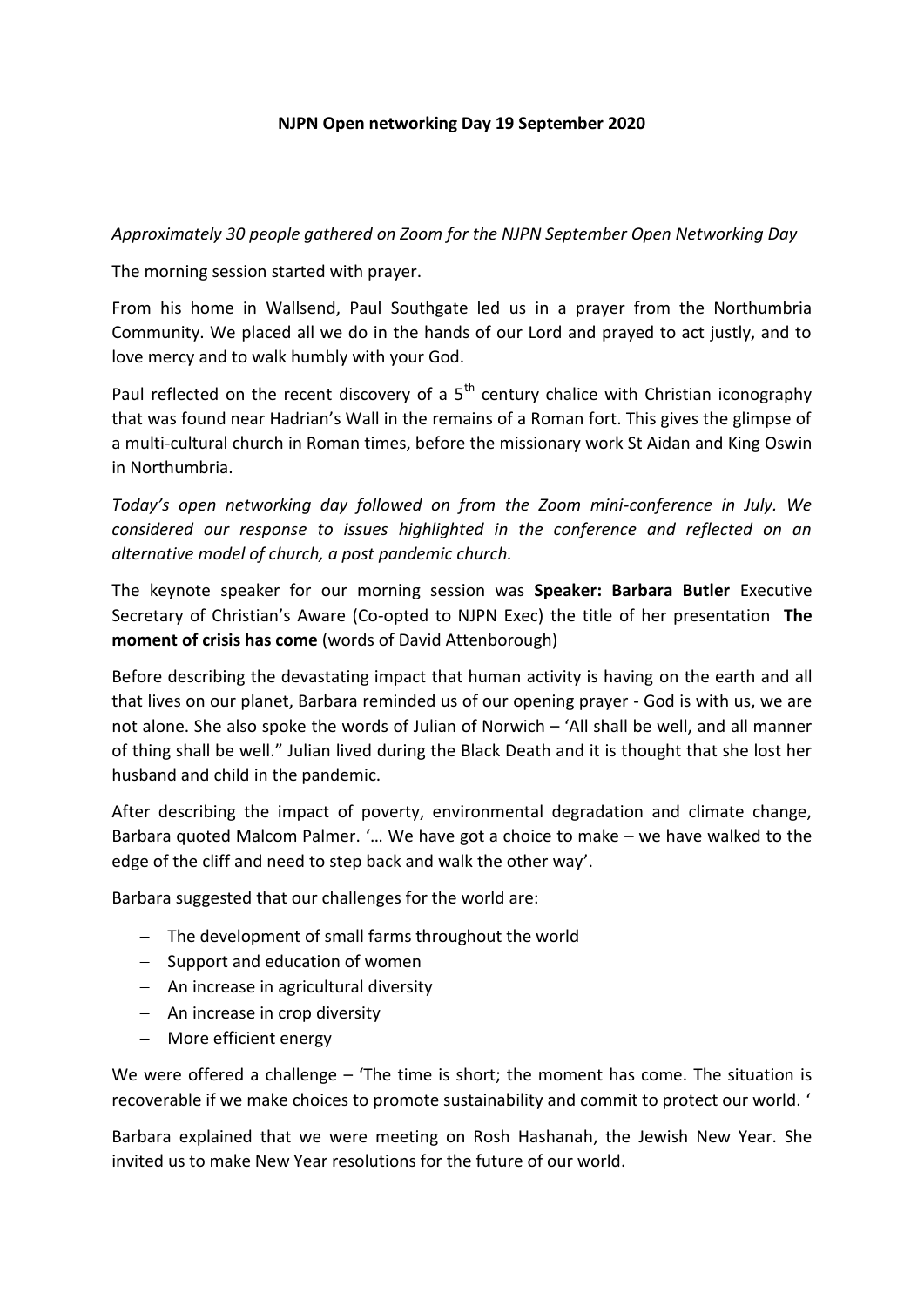# NJPN Open networking Day 19 September 2020

*Approximately 30 people gathered on Zoom for the NJPN September Open Networking Day*

The morning session started with prayer.

From his home in Wallsend, Paul Southgate led us in a prayer from the Northumbria Community. We placed all we do in the hands of our Lord and prayed to act justly, and to love mercy and to walk humbly with your God.

Paul reflected on the recent discovery of a 5th century chalice with Christian iconography that was found near Hadrian's Wall in the remains of a Roman fort. This gives the glimpse of a multi-cultural church in Roman times, before the missionary work St Aidan and King Oswin in Northumbria.

*Today's open networking day followed on from the Zoom mini-conference in July. We considered our response to issues highlighted in the conference and reflected on an alternative model of church, a post pandemic church.*

The keynote speaker for our morning session was **Speaker: Barbara Butler** Executive Secretary of Christian's Aware (Co-opted to NJPN Exec) the title of her presentation **The moment of crisis has come** (words of David Attenborough)

Before describing the devastating impact that human activity is having on the earth and all that lives on our planet, Barbara reminded us of our opening prayer - God is with us, we are not alone. She also spoke the words of Julian of Norwich – 'All shall be well, and all manner of thing shall be well." Julian lived during the Black Death and it is thought that she lost her husband and child in the pandemic.

After describing the impact of poverty, environmental degradation and climate change, Barbara quoted Malcom Palmer. '… We have got a choice to make – we have walked to the edge of the cliff and need to step back and walk the other way'.

Barbara suggested that our challenges for the world are:

- The development of small farms throughout the world
- Support and education of women
- An increase in agricultural diversity
- An increase in crop diversity
- More efficient energy

We were offered a challenge – 'The time is short; the moment has come. The situation is recoverable if we make choices to promote sustainability and commit to protect our world. '

Barbara explained that we were meeting on Rosh Hashanah, the Jewish New Year. She invited us to make New Year resolutions for the future of our world.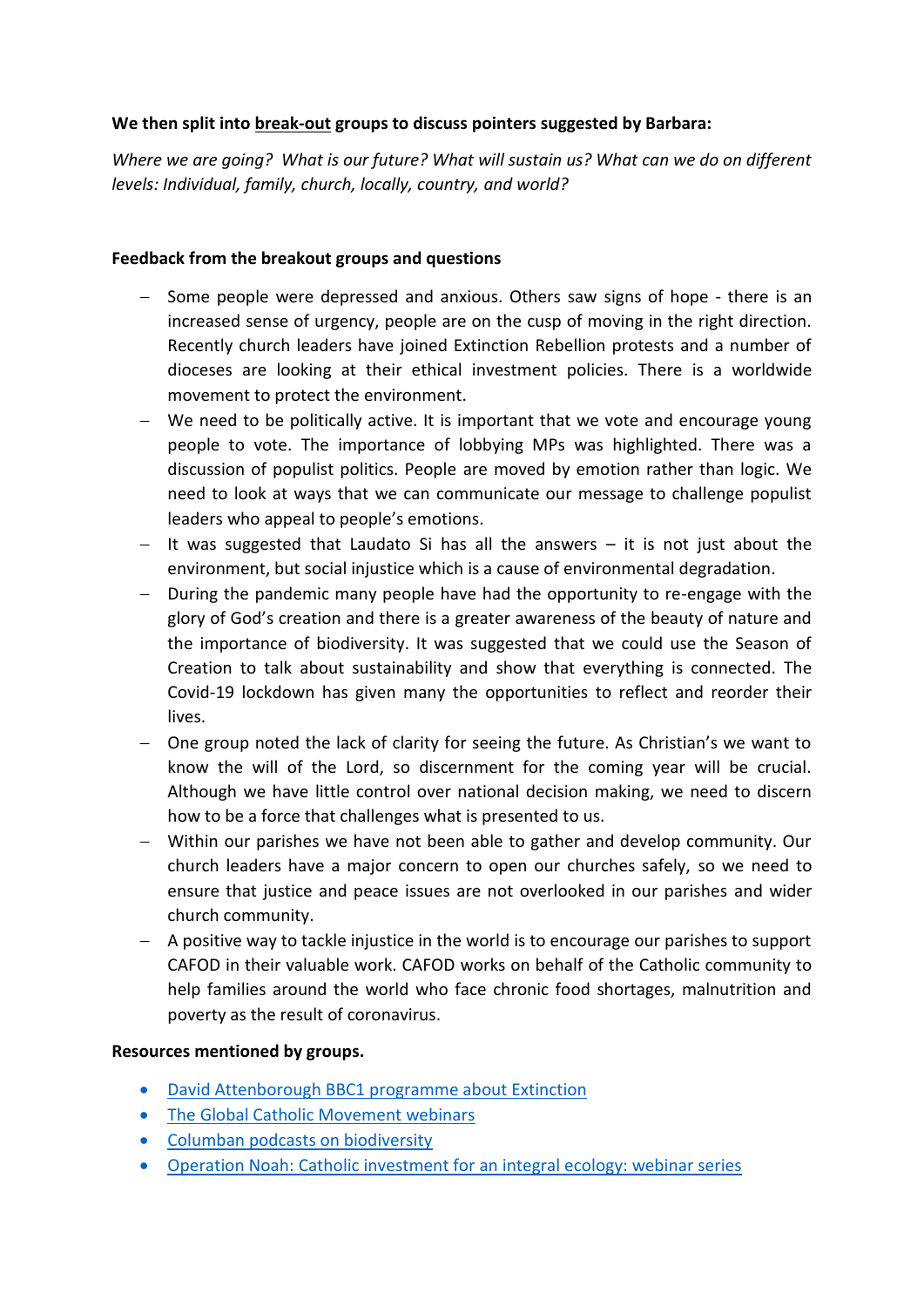**We then split into break-out groups to discuss pointers suggested by Barbara:**

*Where we are going? What is our future? What will sustain us? What can we do on different levels: Individual, family, church, locally, country, and world?*

**Feedback from the breakout groups and questions**

- Some people were depressed and anxious. Others saw signs of hope - there is an increased sense of urgency, people are on the cusp of moving in the right direction. Recently church leaders have joined Extinction Rebellion protests and a number of dioceses are looking at their ethical investment policies. There is a worldwide movement to protect the environment.
- We need to be politically active. It is important that we vote and encourage young people to vote. The importance of lobbying MPs was highlighted. There was a discussion of populist politics. People are moved by emotion rather than logic. We need to look at ways that we can communicate our message to challenge populist leaders who appeal to people's emotions.
- It was suggested that Laudato Si has all the answers – it is not just about the environment, but social injustice which is a cause of environmental degradation.
- During the pandemic many people have had the opportunity to re-engage with the glory of God's creation and there is a greater awareness of the beauty of nature and the importance of biodiversity. It was suggested that we could use the Season of Creation to talk about sustainability and show that everything is connected. The Covid-19 lockdown has given many the opportunities to reflect and reorder their lives.
- One group noted the lack of clarity for seeing the future. As Christian's we want to know the will of the Lord, so discernment for the coming year will be crucial. Although we have little control over national decision making, we need to discern how to be a force that challenges what is presented to us.
- Within our parishes we have not been able to gather and develop community. Our church leaders have a major concern to open our churches safely, so we need to ensure that justice and peace issues are not overlooked in our parishes and wider church community.
- A positive way to tackle injustice in the world is to encourage our parishes to support CAFOD in their valuable work. CAFOD works on behalf of the Catholic community to help families around the world who face chronic food shortages, malnutrition and poverty as the result of coronavirus.

**Resources mentioned by groups.**

- David Attenborough BBC1 programme about Extinction
- The Global Catholic Movement webinars
- Columban podcasts on biodiversity
- Operation Noah: Catholic investment for an integral ecology: webinar series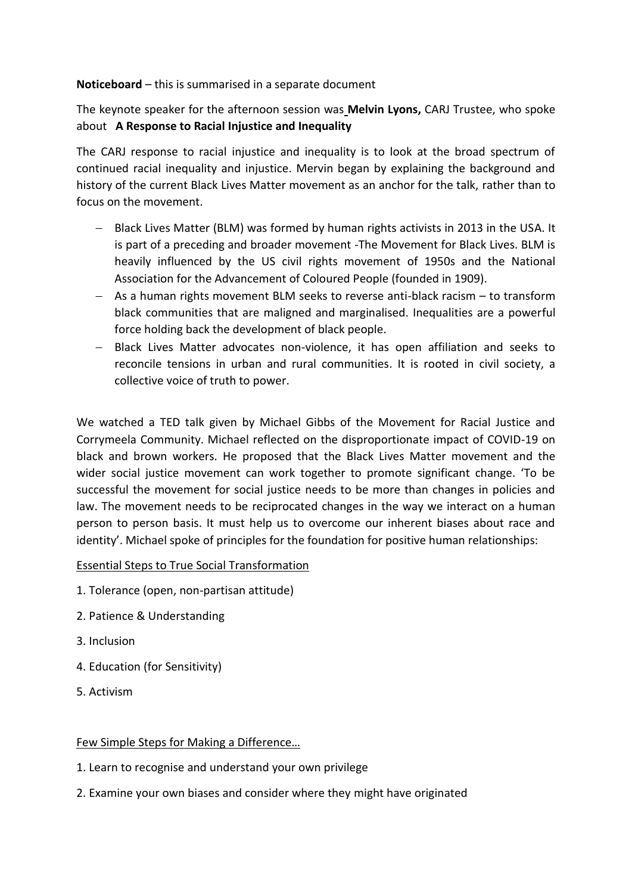**Noticeboard** – this is summarised in a separate document

The keynote speaker for the afternoon session was **Melvin Lyons,** CARJ Trustee, who spoke about **A Response to Racial Injustice and Inequality**

The CARJ response to racial injustice and inequality is to look at the broad spectrum of continued racial inequality and injustice. Mervin began by explaining the background and history of the current Black Lives Matter movement as an anchor for the talk, rather than to focus on the movement.

- Black Lives Matter (BLM) was formed by human rights activists in 2013 in the USA. It is part of a preceding and broader movement -The Movement for Black Lives. BLM is heavily influenced by the US civil rights movement of 1950s and the National Association for the Advancement of Coloured People (founded in 1909).
- As a human rights movement BLM seeks to reverse anti-black racism – to transform black communities that are maligned and marginalised. Inequalities are a powerful force holding back the development of black people.
- Black Lives Matter advocates non-violence, it has open affiliation and seeks to reconcile tensions in urban and rural communities. It is rooted in civil society, a collective voice of truth to power.

We watched a TED talk given by Michael Gibbs of the Movement for Racial Justice and Corrymeela Community. Michael reflected on the disproportionate impact of COVID-19 on black and brown workers. He proposed that the Black Lives Matter movement and the wider social justice movement can work together to promote significant change. 'To be successful the movement for social justice needs to be more than changes in policies and law. The movement needs to be reciprocated changes in the way we interact on a human person to person basis. It must help us to overcome our inherent biases about race and identity'. Michael spoke of principles for the foundation for positive human relationships:

<u>Essential Steps to True Social Transformation</u>

1. Tolerance (open, non-partisan attitude)
2. Patience & Understanding
3. Inclusion
4. Education (for Sensitivity)
5. Activism

<u>Few Simple Steps for Making a Difference…</u>

1. Learn to recognise and understand your own privilege
2. Examine your own biases and consider where they might have originated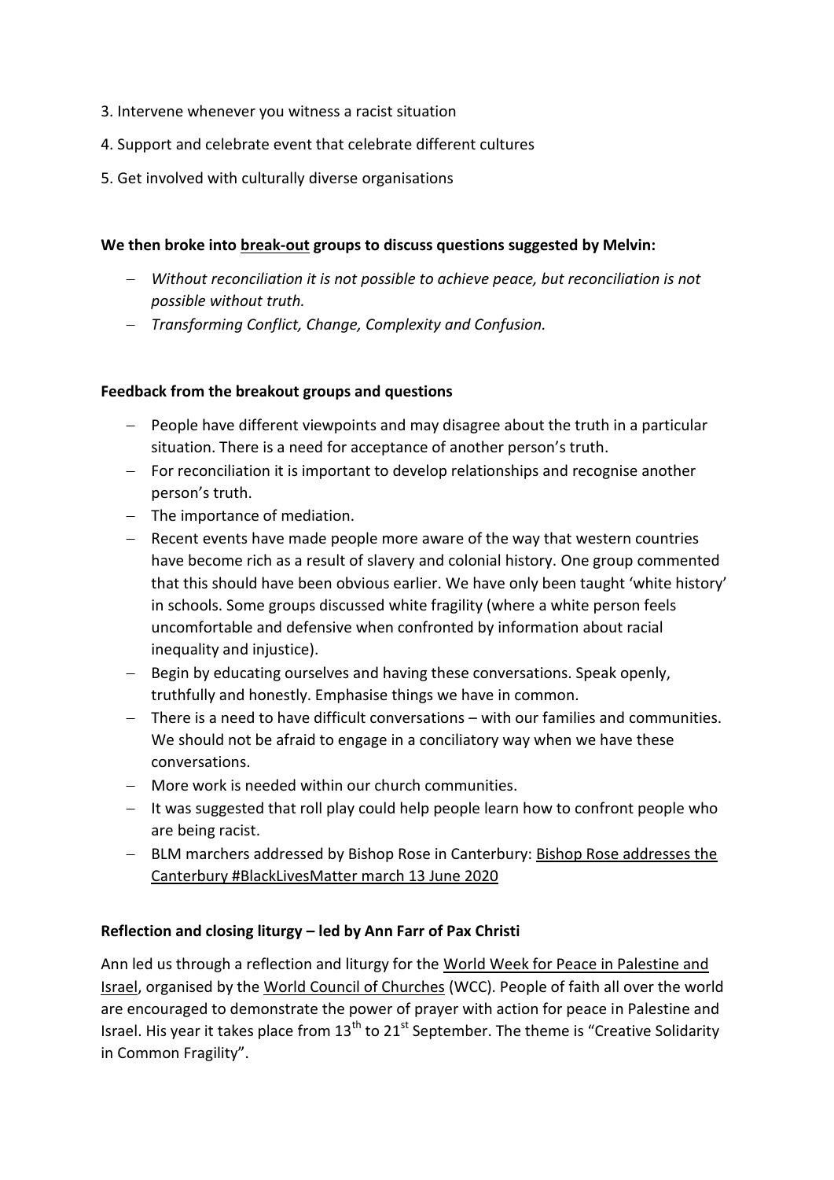3. Intervene whenever you witness a racist situation

4. Support and celebrate event that celebrate different cultures

5. Get involved with culturally diverse organisations

**We then broke into break-out groups to discuss questions suggested by Melvin:**

- *Without reconciliation it is not possible to achieve peace, but reconciliation is not possible without truth.*
- *Transforming Conflict, Change, Complexity and Confusion.*

**Feedback from the breakout groups and questions**

- People have different viewpoints and may disagree about the truth in a particular situation. There is a need for acceptance of another person's truth.
- For reconciliation it is important to develop relationships and recognise another person's truth.
- The importance of mediation.
- Recent events have made people more aware of the way that western countries have become rich as a result of slavery and colonial history. One group commented that this should have been obvious earlier. We have only been taught 'white history' in schools. Some groups discussed white fragility (where a white person feels uncomfortable and defensive when confronted by information about racial inequality and injustice).
- Begin by educating ourselves and having these conversations. Speak openly, truthfully and honestly. Emphasise things we have in common.
- There is a need to have difficult conversations – with our families and communities. We should not be afraid to engage in a conciliatory way when we have these conversations.
- More work is needed within our church communities.
- It was suggested that roll play could help people learn how to confront people who are being racist.
- BLM marchers addressed by Bishop Rose in Canterbury: Bishop Rose addresses the Canterbury #BlackLivesMatter march 13 June 2020

**Reflection and closing liturgy – led by Ann Farr of Pax Christi**

Ann led us through a reflection and liturgy for the World Week for Peace in Palestine and Israel, organised by the World Council of Churches (WCC). People of faith all over the world are encouraged to demonstrate the power of prayer with action for peace in Palestine and Israel. His year it takes place from 13th to 21st September. The theme is "Creative Solidarity in Common Fragility".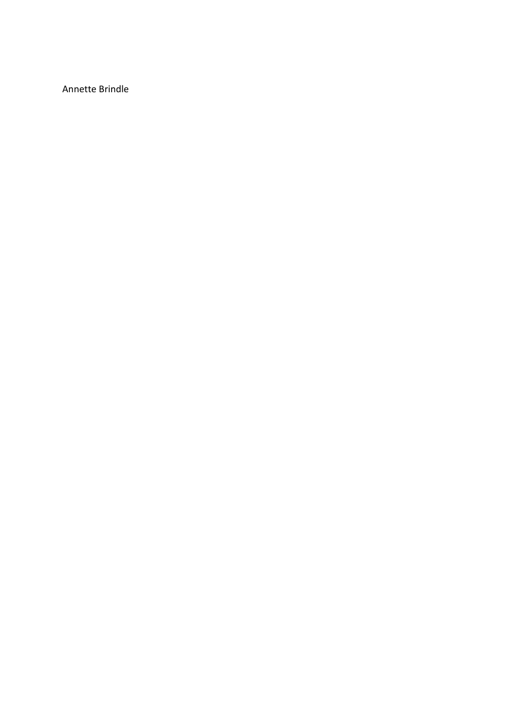Annette Brindle